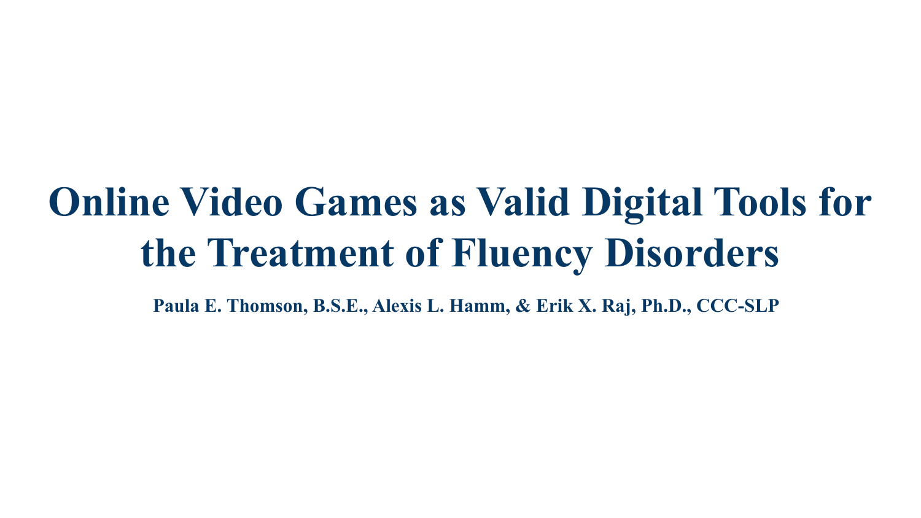# Online Video Games as Valid Digital Tools for the Treatment of Fluency Disorders

**Paula E. Thomson, B.S.E., Alexis L. Hamm, & Erik X. Raj, Ph.D., CCC-SLP**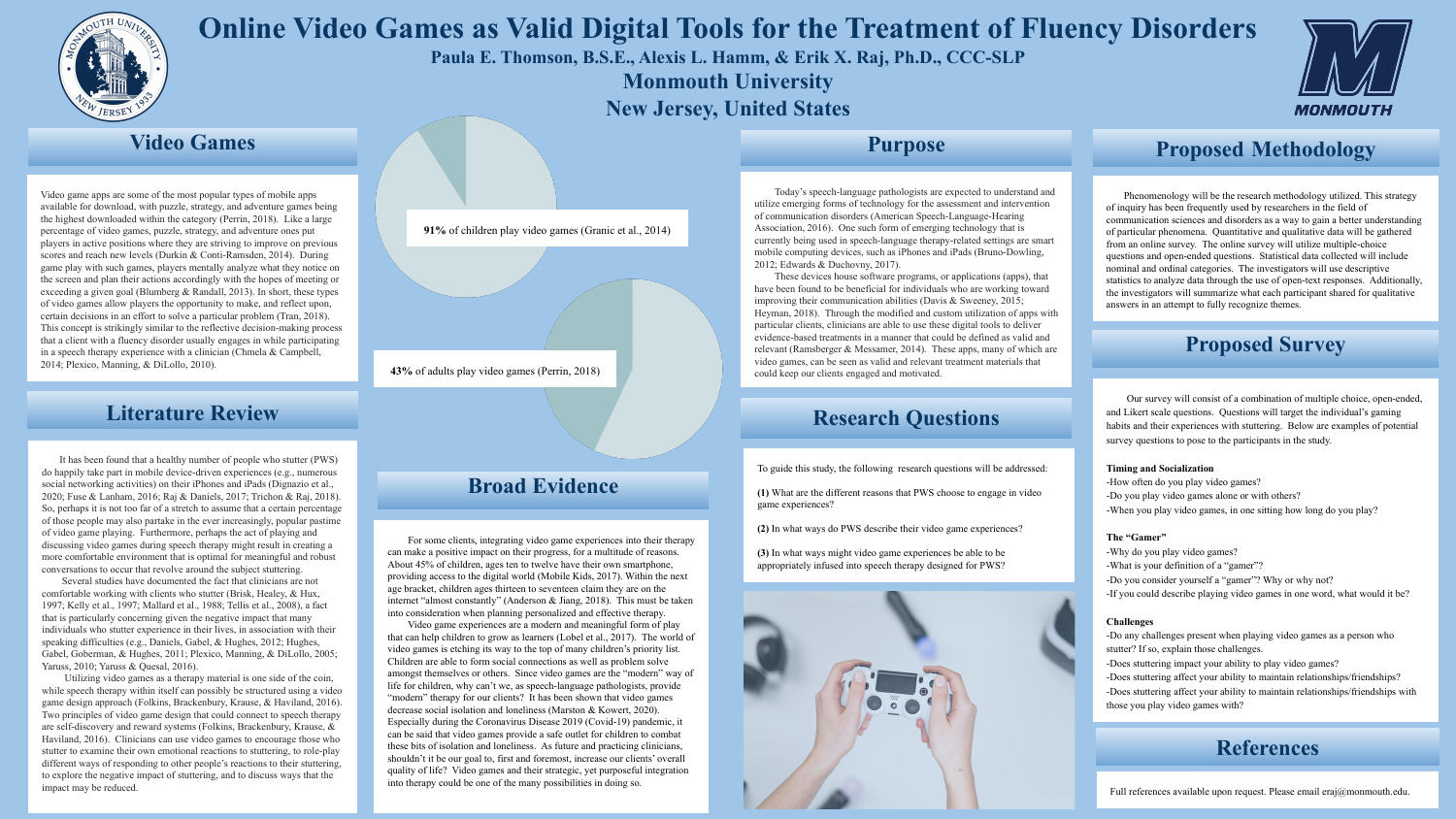# Online Video Games as Valid Digital Tools for the Treatment of Fluency Disorders

**Paula E. Thomson, B.S.E., Alexis L. Hamm, & Erik X. Raj, Ph.D., CCC-SLP**

**Monmouth University**

**New Jersey, United States**

## Video Games

Video game apps are some of the most popular types of mobile apps available for download, with puzzle, strategy, and adventure games being the highest downloaded within the category (Perrin, 2018). Like a large percentage of video games, puzzle, strategy, and adventure ones put players in active positions where they are striving to improve on previous scores and reach new levels (Durkin & Conti-Ramsden, 2014). During game play with such games, players mentally analyze what they notice on the screen and plan their actions accordingly with the hopes of meeting or exceeding a given goal (Blumberg & Randall, 2013). In short, these types of video games allow players the opportunity to make, and reflect upon, certain decisions in an effort to solve a particular problem (Tran, 2018). This concept is strikingly similar to the reflective decision-making process that a client with a fluency disorder usually engages in while participating in a speech therapy experience with a clinician (Chmela & Campbell, 2014; Plexico, Manning, & DiLollo, 2010).

## Literature Review

It has been found that a healthy number of people who stutter (PWS) do happily take part in mobile device-driven experiences (e.g., numerous social networking activities) on their iPhones and iPads (Dignazio et al., 2020; Fuse & Lanham, 2016; Raj & Daniels, 2017; Trichon & Raj, 2018). So, perhaps it is not too far of a stretch to assume that a certain percentage of those people may also partake in the ever increasingly, popular pastime of video game playing. Furthermore, perhaps the act of playing and discussing video games during speech therapy might result in creating a more comfortable environment that is optimal for meaningful and robust conversations to occur that revolve around the subject stuttering.

Several studies have documented the fact that clinicians are not comfortable working with clients who stutter (Brisk, Healey, & Hux, 1997; Kelly et al., 1997; Mallard et al., 1988; Tellis et al., 2008), a fact that is particularly concerning given the negative impact that many individuals who stutter experience in their lives, in association with their speaking difficulties (e.g., Daniels, Gabel, & Hughes, 2012; Hughes, Gabel, Goberman, & Hughes, 2011; Plexico, Manning, & DiLollo, 2005; Yaruss, 2010; Yaruss & Quesal, 2016).

Utilizing video games as a therapy material is one side of the coin, while speech therapy within itself can possibly be structured using a video game design approach (Folkins, Brackenbury, Krause, & Haviland, 2016). Two principles of video game design that could connect to speech therapy are self-discovery and reward systems (Folkins, Brackenbury, Krause, & Haviland, 2016). Clinicians can use video games to encourage those who stutter to examine their own emotional reactions to stuttering, to role-play different ways of responding to other people's reactions to their stuttering, to explore the negative impact of stuttering, and to discuss ways that the impact may be reduced.

**91%** of children play video games (Granic et al., 2014)

**43%** of adults play video games (Perrin, 2018)

## Broad Evidence

For some clients, integrating video game experiences into their therapy can make a positive impact on their progress, for a multitude of reasons. About 45% of children, ages ten to twelve have their own smartphone, providing access to the digital world (Mobile Kids, 2017). Within the next age bracket, children ages thirteen to seventeen claim they are on the internet "almost constantly" (Anderson & Jiang, 2018). This must be taken into consideration when planning personalized and effective therapy.

Video game experiences are a modern and meaningful form of play that can help children to grow as learners (Lobel et al., 2017). The world of video games is etching its way to the top of many children's priority list. Children are able to form social connections as well as problem solve amongst themselves or others. Since video games are the "modern" way of life for children, why can't we, as speech-language pathologists, provide "modern" therapy for our clients? It has been shown that video games decrease social isolation and loneliness (Marston & Kowert, 2020). Especially during the Coronavirus Disease 2019 (Covid-19) pandemic, it can be said that video games provide a safe outlet for children to combat these bits of isolation and loneliness. As future and practicing clinicians, shouldn't it be our goal to, first and foremost, increase our clients' overall quality of life? Video games and their strategic, yet purposeful integration into therapy could be one of the many possibilities in doing so.

## Purpose

Today's speech-language pathologists are expected to understand and utilize emerging forms of technology for the assessment and intervention of communication disorders (American Speech-Language-Hearing Association, 2016). One such form of emerging technology that is currently being used in speech-language therapy-related settings are smart mobile computing devices, such as iPhones and iPads (Bruno-Dowling, 2012; Edwards & Duchovny, 2017).

These devices house software programs, or applications (apps), that have been found to be beneficial for individuals who are working toward improving their communication abilities (Davis & Sweeney, 2015; Heyman, 2018). Through the modified and custom utilization of apps with particular clients, clinicians are able to use these digital tools to deliver evidence-based treatments in a manner that could be defined as valid and relevant (Ramsberger & Messamer, 2014). These apps, many of which are video games, can be seen as valid and relevant treatment materials that could keep our clients engaged and motivated.

## Research Questions

To guide this study, the following research questions will be addressed:

**(1)** What are the different reasons that PWS choose to engage in video game experiences?

**(2)** In what ways do PWS describe their video game experiences?

**(3)** In what ways might video game experiences be able to be appropriately infused into speech therapy designed for PWS?

## Proposed Methodology

Phenomenology will be the research methodology utilized. This strategy of inquiry has been frequently used by researchers in the field of communication sciences and disorders as a way to gain a better understanding of particular phenomena. Quantitative and qualitative data will be gathered from an online survey. The online survey will utilize multiple-choice questions and open-ended questions. Statistical data collected will include nominal and ordinal categories. The investigators will use descriptive statistics to analyze data through the use of open-text responses. Additionally, the investigators will summarize what each participant shared for qualitative answers in an attempt to fully recognize themes.

## Proposed Survey

Our survey will consist of a combination of multiple choice, open-ended, and Likert scale questions. Questions will target the individual's gaming habits and their experiences with stuttering. Below are examples of potential survey questions to pose to the participants in the study.

**Timing and Socialization**

-How often do you play video games?
-Do you play video games alone or with others?
-When you play video games, in one sitting how long do you play?

**The "Gamer"**

-Why do you play video games?
-What is your definition of a "gamer"?
-Do you consider yourself a "gamer"? Why or why not?
-If you could describe playing video games in one word, what would it be?

**Challenges**

-Do any challenges present when playing video games as a person who stutter? If so, explain those challenges.
-Does stuttering impact your ability to play video games?
-Does stuttering affect your ability to maintain relationships/friendships?
-Does stuttering affect your ability to maintain relationships/friendships with those you play video games with?

## References

Full references available upon request. Please email eraj@monmouth.edu.